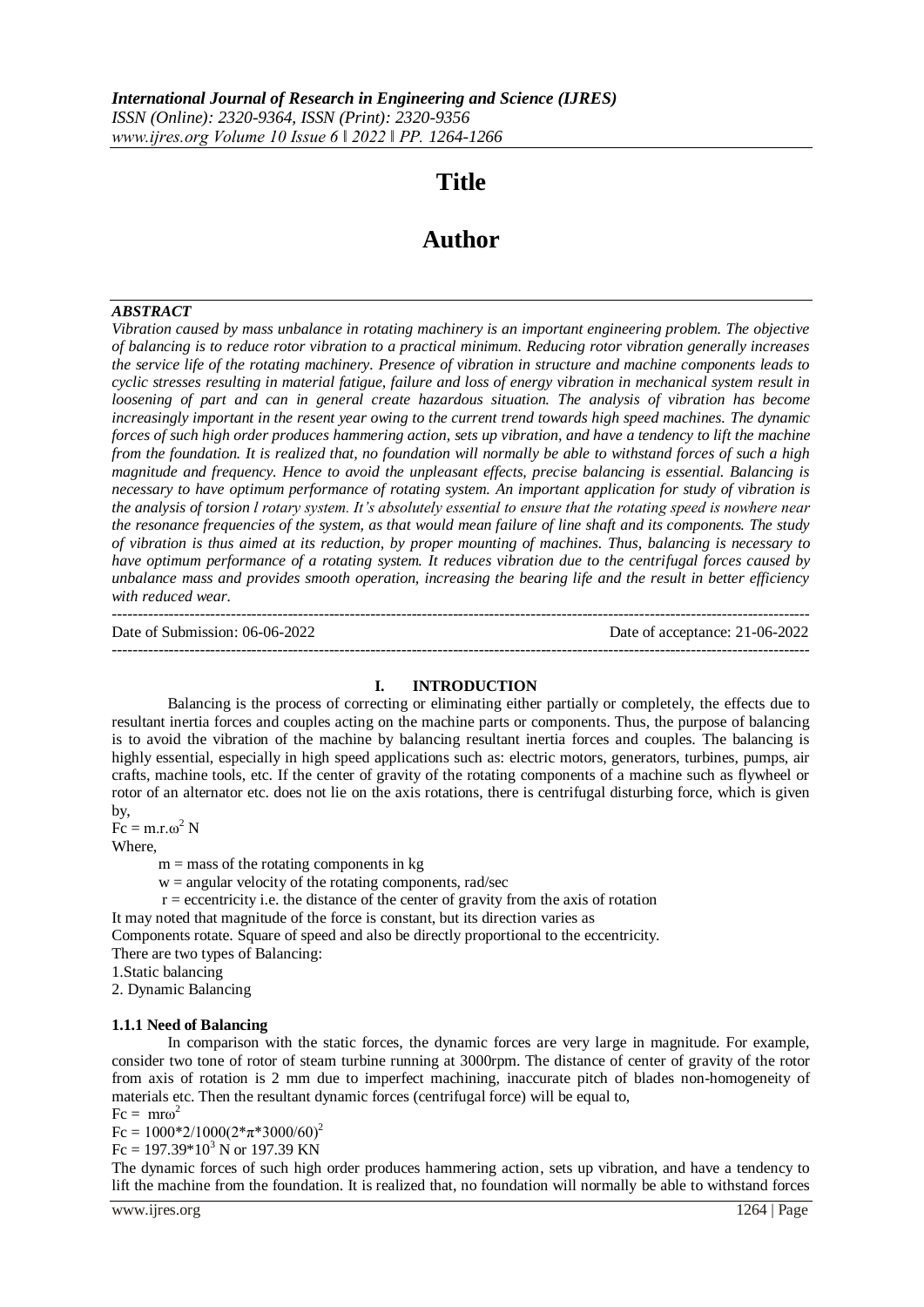# Title

## Author

***ABSTRACT***

*Vibration caused by mass unbalance in rotating machinery is an important engineering problem. The objective of balancing is to reduce rotor vibration to a practical minimum. Reducing rotor vibration generally increases the service life of the rotating machinery. Presence of vibration in structure and machine components leads to cyclic stresses resulting in material fatigue, failure and loss of energy vibration in mechanical system result in loosening of part and can in general create hazardous situation. The analysis of vibration has become increasingly important in the resent year owing to the current trend towards high speed machines. The dynamic forces of such high order produces hammering action, sets up vibration, and have a tendency to lift the machine from the foundation. It is realized that, no foundation will normally be able to withstand forces of such a high magnitude and frequency. Hence to avoid the unpleasant effects, precise balancing is essential. Balancing is necessary to have optimum performance of rotating system. An important application for study of vibration is the analysis of torsion l rotary system. It's absolutely essential to ensure that the rotating speed is nowhere near the resonance frequencies of the system, as that would mean failure of line shaft and its components. The study of vibration is thus aimed at its reduction, by proper mounting of machines. Thus, balancing is necessary to have optimum performance of a rotating system. It reduces vibration due to the centrifugal forces caused by unbalance mass and provides smooth operation, increasing the bearing life and the result in better efficiency with reduced wear.*

---

Date of Submission: 06-06-2022 Date of acceptance: 21-06-2022

---

## I. INTRODUCTION

Balancing is the process of correcting or eliminating either partially or completely, the effects due to resultant inertia forces and couples acting on the machine parts or components. Thus, the purpose of balancing is to avoid the vibration of the machine by balancing resultant inertia forces and couples. The balancing is highly essential, especially in high speed applications such as: electric motors, generators, turbines, pumps, air crafts, machine tools, etc. If the center of gravity of the rotating components of a machine such as flywheel or rotor of an alternator etc. does not lie on the axis rotations, there is centrifugal disturbing force, which is given by,

$Fc = m.r.\omega^2$ N

Where,

m = mass of the rotating components in kg

w = angular velocity of the rotating components, rad/sec

r = eccentricity i.e. the distance of the center of gravity from the axis of rotation

It may noted that magnitude of the force is constant, but its direction varies as

Components rotate. Square of speed and also be directly proportional to the eccentricity.

There are two types of Balancing:

1.Static balancing

2. Dynamic Balancing

### 1.1.1 Need of Balancing

In comparison with the static forces, the dynamic forces are very large in magnitude. For example, consider two tone of rotor of steam turbine running at 3000rpm. The distance of center of gravity of the rotor from axis of rotation is 2 mm due to imperfect machining, inaccurate pitch of blades non-homogeneity of materials etc. Then the resultant dynamic forces (centrifugal force) will be equal to,

$Fc = mr\omega^2$

$Fc = 1000*2/1000(2*\pi*3000/60)^2$

$Fc = 197.39*10^3$ N or 197.39 KN

The dynamic forces of such high order produces hammering action, sets up vibration, and have a tendency to lift the machine from the foundation. It is realized that, no foundation will normally be able to withstand forces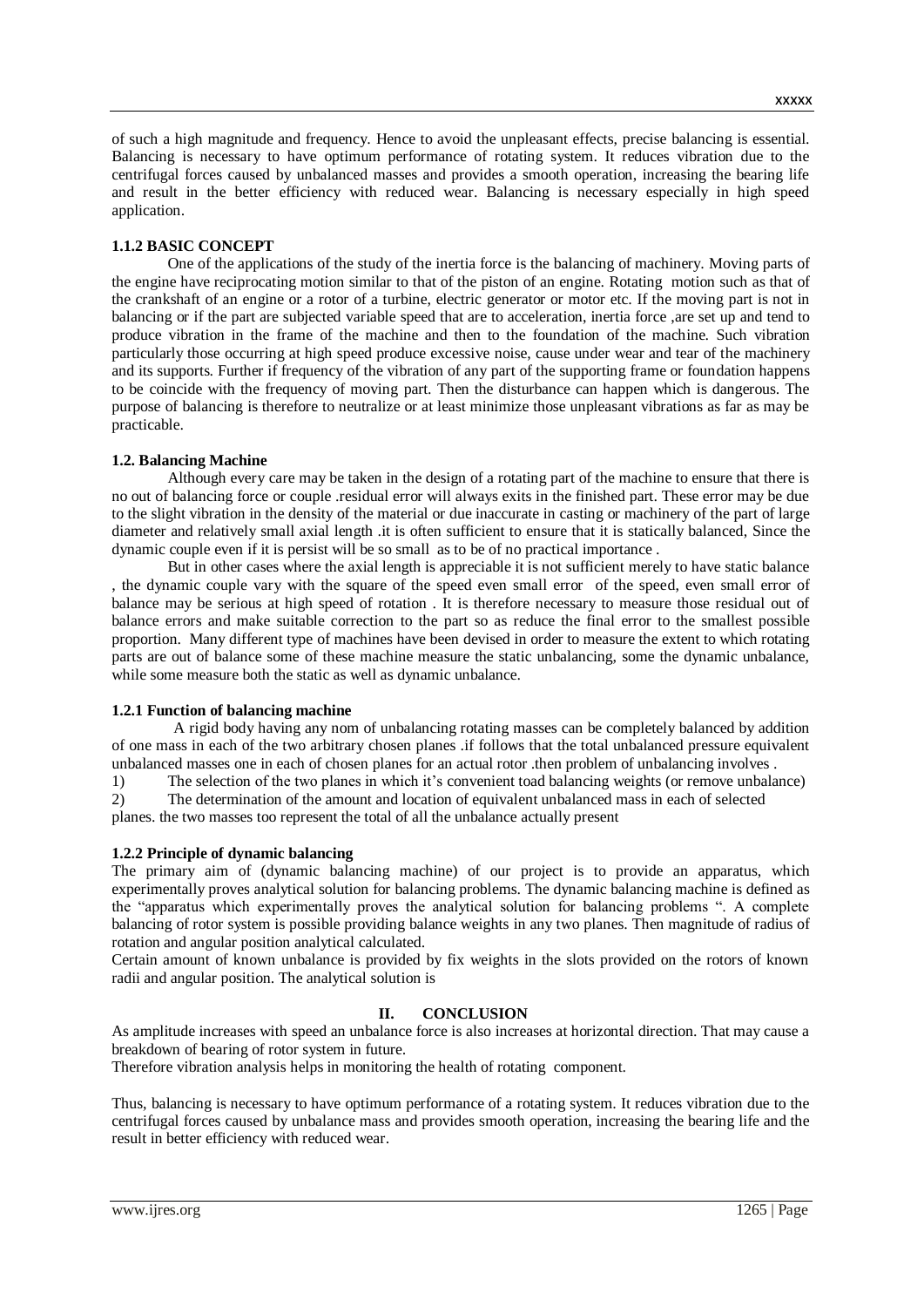of such a high magnitude and frequency. Hence to avoid the unpleasant effects, precise balancing is essential. Balancing is necessary to have optimum performance of rotating system. It reduces vibration due to the centrifugal forces caused by unbalanced masses and provides a smooth operation, increasing the bearing life and result in the better efficiency with reduced wear. Balancing is necessary especially in high speed application.

### 1.1.2 BASIC CONCEPT

One of the applications of the study of the inertia force is the balancing of machinery. Moving parts of the engine have reciprocating motion similar to that of the piston of an engine. Rotating motion such as that of the crankshaft of an engine or a rotor of a turbine, electric generator or motor etc. If the moving part is not in balancing or if the part are subjected variable speed that are to acceleration, inertia force ,are set up and tend to produce vibration in the frame of the machine and then to the foundation of the machine. Such vibration particularly those occurring at high speed produce excessive noise, cause under wear and tear of the machinery and its supports. Further if frequency of the vibration of any part of the supporting frame or foundation happens to be coincide with the frequency of moving part. Then the disturbance can happen which is dangerous. The purpose of balancing is therefore to neutralize or at least minimize those unpleasant vibrations as far as may be practicable.

### 1.2. Balancing Machine

Although every care may be taken in the design of a rotating part of the machine to ensure that there is no out of balancing force or couple .residual error will always exits in the finished part. These error may be due to the slight vibration in the density of the material or due inaccurate in casting or machinery of the part of large diameter and relatively small axial length .it is often sufficient to ensure that it is statically balanced, Since the dynamic couple even if it is persist will be so small as to be of no practical importance .

But in other cases where the axial length is appreciable it is not sufficient merely to have static balance , the dynamic couple vary with the square of the speed even small error of the speed, even small error of balance may be serious at high speed of rotation . It is therefore necessary to measure those residual out of balance errors and make suitable correction to the part so as reduce the final error to the smallest possible proportion. Many different type of machines have been devised in order to measure the extent to which rotating parts are out of balance some of these machine measure the static unbalancing, some the dynamic unbalance, while some measure both the static as well as dynamic unbalance.

### 1.2.1 Function of balancing machine

A rigid body having any nom of unbalancing rotating masses can be completely balanced by addition of one mass in each of the two arbitrary chosen planes .if follows that the total unbalanced pressure equivalent unbalanced masses one in each of chosen planes for an actual rotor .then problem of unbalancing involves .

1) The selection of the two planes in which it's convenient toad balancing weights (or remove unbalance)
2) The determination of the amount and location of equivalent unbalanced mass in each of selected planes. the two masses too represent the total of all the unbalance actually present

### 1.2.2 Principle of dynamic balancing

The primary aim of (dynamic balancing machine) of our project is to provide an apparatus, which experimentally proves analytical solution for balancing problems. The dynamic balancing machine is defined as the "apparatus which experimentally proves the analytical solution for balancing problems ". A complete balancing of rotor system is possible providing balance weights in any two planes. Then magnitude of radius of rotation and angular position analytical calculated.

Certain amount of known unbalance is provided by fix weights in the slots provided on the rotors of known radii and angular position. The analytical solution is

## II. CONCLUSION

As amplitude increases with speed an unbalance force is also increases at horizontal direction. That may cause a breakdown of bearing of rotor system in future.

Therefore vibration analysis helps in monitoring the health of rotating component.

Thus, balancing is necessary to have optimum performance of a rotating system. It reduces vibration due to the centrifugal forces caused by unbalance mass and provides smooth operation, increasing the bearing life and the result in better efficiency with reduced wear.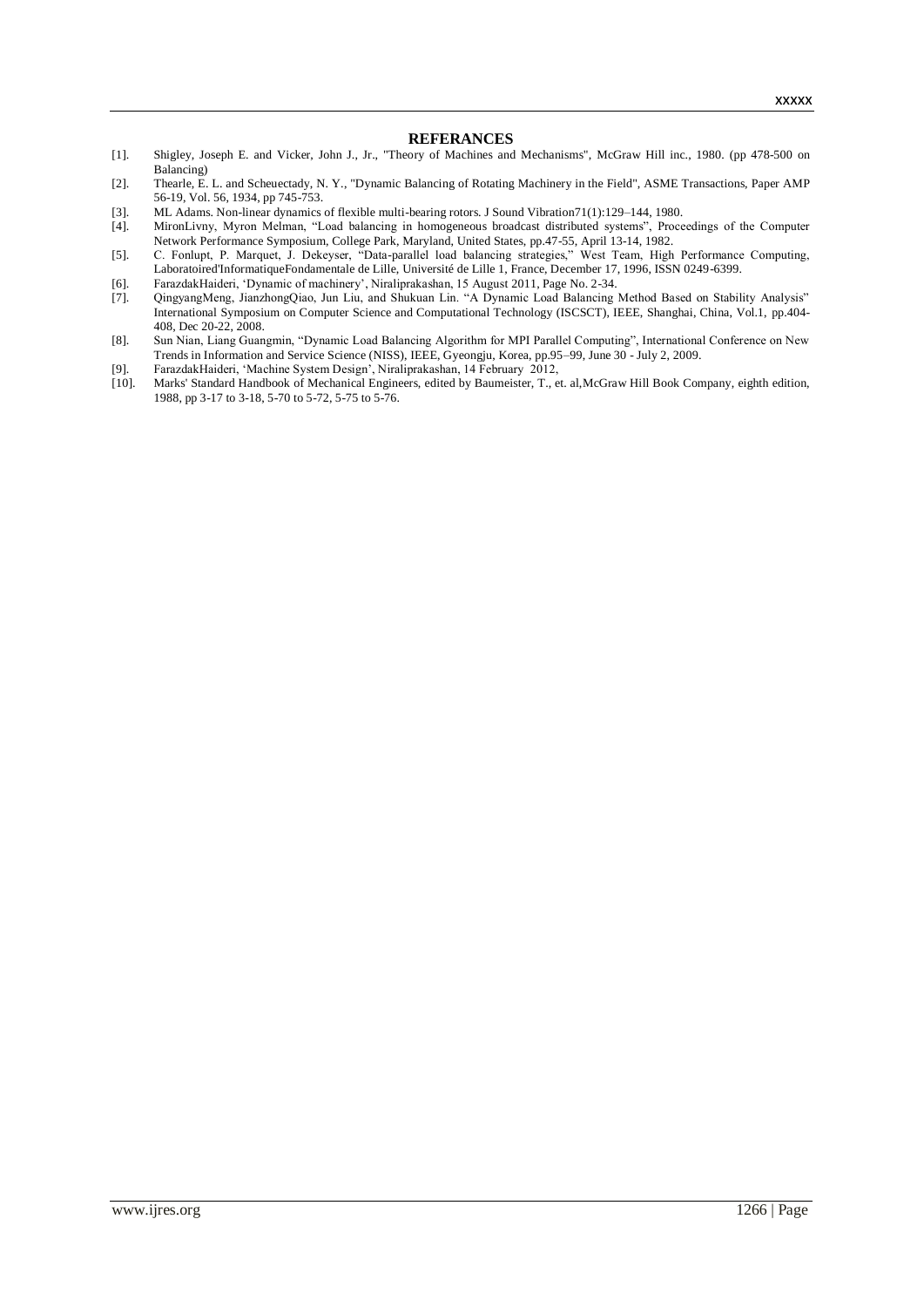## REFERANCES

[1]. Shigley, Joseph E. and Vicker, John J., Jr., "Theory of Machines and Mechanisms", McGraw Hill inc., 1980. (pp 478-500 on Balancing)

[2]. Thearle, E. L. and Scheuectady, N. Y., "Dynamic Balancing of Rotating Machinery in the Field", ASME Transactions, Paper AMP 56-19, Vol. 56, 1934, pp 745-753.

[3]. ML Adams. Non-linear dynamics of flexible multi-bearing rotors. J Sound Vibration71(1):129–144, 1980.

[4]. MironLivny, Myron Melman, "Load balancing in homogeneous broadcast distributed systems", Proceedings of the Computer Network Performance Symposium, College Park, Maryland, United States, pp.47-55, April 13-14, 1982.

[5]. C. Fonlupt, P. Marquet, J. Dekeyser, "Data-parallel load balancing strategies," West Team, High Performance Computing, Laboratoired'InformatiqueFondamentale de Lille, Université de Lille 1, France, December 17, 1996, ISSN 0249-6399.

[6]. FarazdakHaideri, 'Dynamic of machinery', Niraliprakashan, 15 August 2011, Page No. 2-34.

[7]. QingyangMeng, JianzhongQiao, Jun Liu, and Shukuan Lin. "A Dynamic Load Balancing Method Based on Stability Analysis" International Symposium on Computer Science and Computational Technology (ISCSCT), IEEE, Shanghai, China, Vol.1, pp.404-408, Dec 20-22, 2008.

[8]. Sun Nian, Liang Guangmin, "Dynamic Load Balancing Algorithm for MPI Parallel Computing", International Conference on New Trends in Information and Service Science (NISS), IEEE, Gyeongju, Korea, pp.95–99, June 30 - July 2, 2009.

[9]. FarazdakHaideri, 'Machine System Design', Niraliprakashan, 14 February 2012,

[10]. Marks' Standard Handbook of Mechanical Engineers, edited by Baumeister, T., et. al,McGraw Hill Book Company, eighth edition, 1988, pp 3-17 to 3-18, 5-70 to 5-72, 5-75 to 5-76.